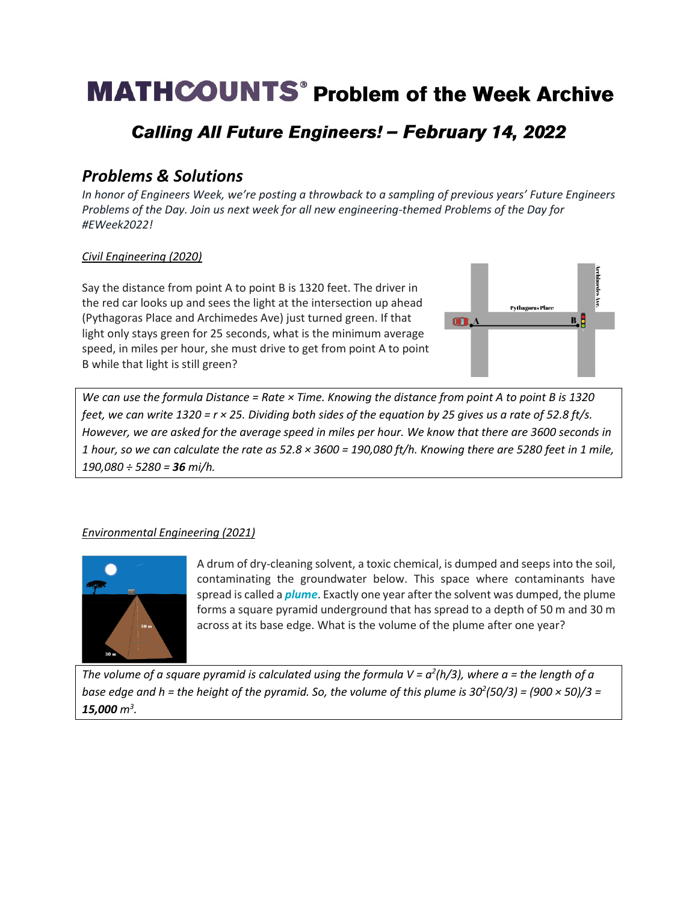# MATHCOUNTS® Problem of the Week Archive

## *Calling All Future Engineers! – February 14, 2022*

### *Problems & Solutions*

*In honor of Engineers Week, we're posting a throwback to a sampling of previous years' Future Engineers Problems of the Day. Join us next week for all new engineering-themed Problems of the Day for #EWeek2022!*

*Civil Engineering (2020)*

Say the distance from point A to point B is 1320 feet. The driver in the red car looks up and sees the light at the intersection up ahead (Pythagoras Place and Archimedes Ave) just turned green. If that light only stays green for 25 seconds, what is the minimum average speed, in miles per hour, she must drive to get from point A to point B while that light is still green?

*We can use the formula Distance = Rate × Time. Knowing the distance from point A to point B is 1320 feet, we can write $1320 = r \times 25$. Dividing both sides of the equation by 25 gives us a rate of 52.8 ft/s. However, we are asked for the average speed in miles per hour. We know that there are 3600 seconds in 1 hour, so we can calculate the rate as $52.8 \times 3600 = 190{,}080$ ft/h. Knowing there are 5280 feet in 1 mile, $190{,}080 \div 5280 =$ **36** mi/h.*

*Environmental Engineering (2021)*

A drum of dry-cleaning solvent, a toxic chemical, is dumped and seeps into the soil, contaminating the groundwater below. This space where contaminants have spread is called a ***plume***. Exactly one year after the solvent was dumped, the plume forms a square pyramid underground that has spread to a depth of 50 m and 30 m across at its base edge. What is the volume of the plume after one year?

*The volume of a square pyramid is calculated using the formula $V = a^2(h/3)$, where a = the length of a base edge and h = the height of the pyramid. So, the volume of this plume is $30^2(50/3) = (900 \times 50)/3 =$ **15,000** $m^3$.*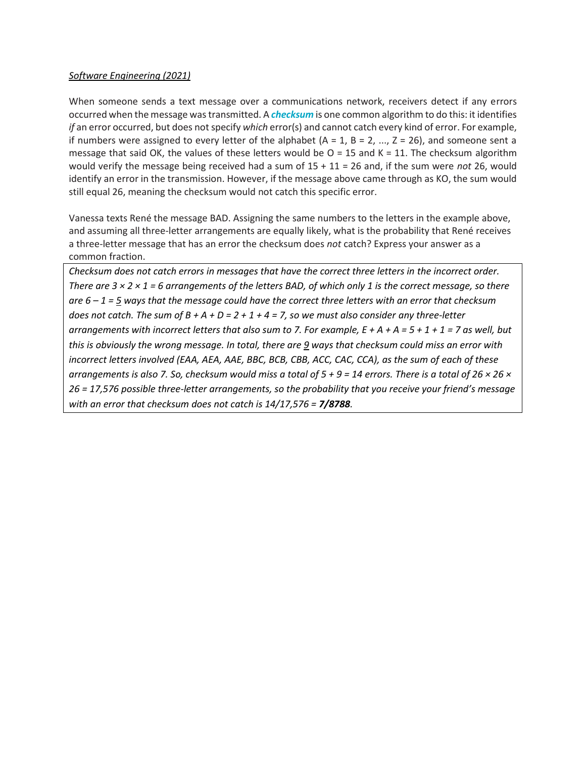*Software Engineering (2021)*

When someone sends a text message over a communications network, receivers detect if any errors occurred when the message was transmitted. A ***checksum*** is one common algorithm to do this: it identifies *if* an error occurred, but does not specify *which* error(s) and cannot catch every kind of error. For example, if numbers were assigned to every letter of the alphabet (A = 1, B = 2, ..., Z = 26), and someone sent a message that said OK, the values of these letters would be O = 15 and K = 11. The checksum algorithm would verify the message being received had a sum of 15 + 11 = 26 and, if the sum were *not* 26, would identify an error in the transmission. However, if the message above came through as KO, the sum would still equal 26, meaning the checksum would not catch this specific error.

Vanessa texts René the message BAD. Assigning the same numbers to the letters in the example above, and assuming all three-letter arrangements are equally likely, what is the probability that René receives a three-letter message that has an error the checksum does *not* catch? Express your answer as a common fraction.

*Checksum does not catch errors in messages that have the correct three letters in the incorrect order. There are $3 \times 2 \times 1 = 6$ arrangements of the letters BAD, of which only 1 is the correct message, so there are $6 - 1 = 5$ ways that the message could have the correct three letters with an error that checksum does not catch. The sum of B + A + D = 2 + 1 + 4 = 7, so we must also consider any three-letter arrangements with incorrect letters that also sum to 7. For example, E + A + A = 5 + 1 + 1 = 7 as well, but this is obviously the wrong message. In total, there are 9 ways that checksum could miss an error with incorrect letters involved (EAA, AEA, AAE, BBC, BCB, CBB, ACC, CAC, CCA), as the sum of each of these arrangements is also 7. So, checksum would miss a total of 5 + 9 = 14 errors. There is a total of $26 \times 26 \times 26 = 17{,}576$ possible three-letter arrangements, so the probability that you receive your friend's message with an error that checksum does not catch is 14/17,576 = **7/8788**.*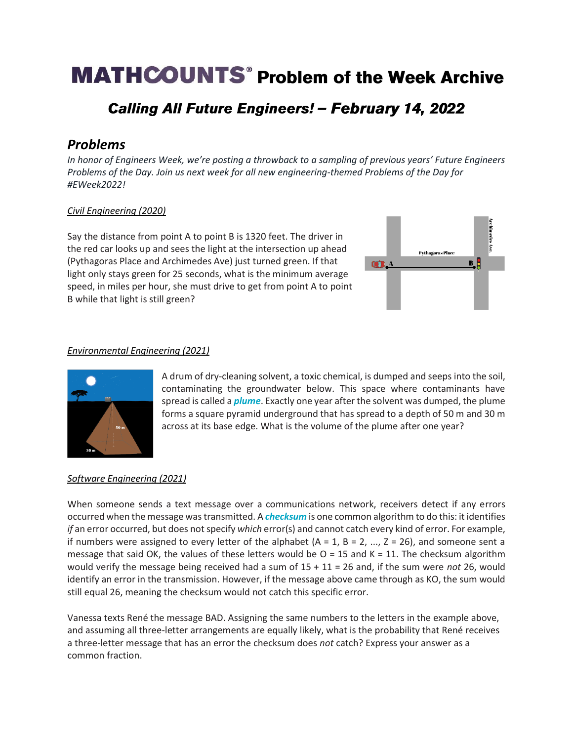# MATHCOUNTS® Problem of the Week Archive

## *Calling All Future Engineers! – February 14, 2022*

## *Problems*

*In honor of Engineers Week, we're posting a throwback to a sampling of previous years' Future Engineers Problems of the Day. Join us next week for all new engineering-themed Problems of the Day for #EWeek2022!*

### Civil Engineering (2020)

Say the distance from point A to point B is 1320 feet. The driver in the red car looks up and sees the light at the intersection up ahead (Pythagoras Place and Archimedes Ave) just turned green. If that light only stays green for 25 seconds, what is the minimum average speed, in miles per hour, she must drive to get from point A to point B while that light is still green?

Pythagoras Place
Archimedes Ave.
A
B

### Environmental Engineering (2021)

50 m
30 m

A drum of dry-cleaning solvent, a toxic chemical, is dumped and seeps into the soil, contaminating the groundwater below. This space where contaminants have spread is called a ***plume***. Exactly one year after the solvent was dumped, the plume forms a square pyramid underground that has spread to a depth of 50 m and 30 m across at its base edge. What is the volume of the plume after one year?

### Software Engineering (2021)

When someone sends a text message over a communications network, receivers detect if any errors occurred when the message was transmitted. A ***checksum*** is one common algorithm to do this: it identifies *if* an error occurred, but does not specify *which* error(s) and cannot catch every kind of error. For example, if numbers were assigned to every letter of the alphabet (A = 1, B = 2, ..., Z = 26), and someone sent a message that said OK, the values of these letters would be O = 15 and K = 11. The checksum algorithm would verify the message being received had a sum of 15 + 11 = 26 and, if the sum were *not* 26, would identify an error in the transmission. However, if the message above came through as KO, the sum would still equal 26, meaning the checksum would not catch this specific error.

Vanessa texts René the message BAD. Assigning the same numbers to the letters in the example above, and assuming all three-letter arrangements are equally likely, what is the probability that René receives a three-letter message that has an error the checksum does *not* catch? Express your answer as a common fraction.